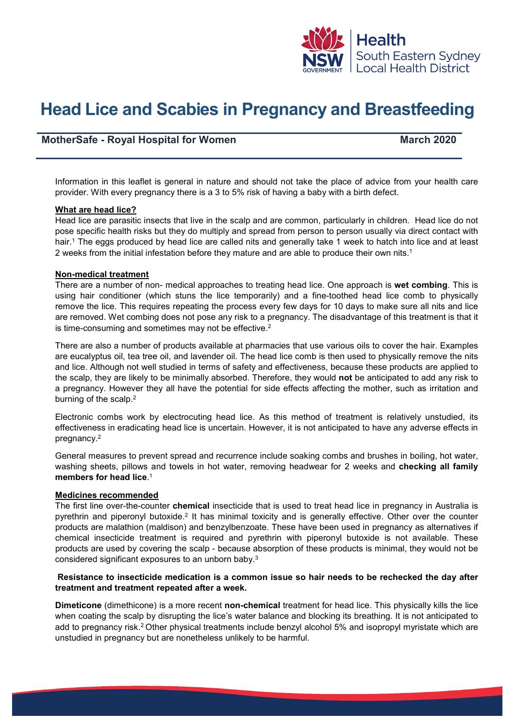# Head Lice and Scabies in Pregnancy and Breastfeeding

**MotherSafe - Royal Hospital for Women** **March 2020**

Information in this leaflet is general in nature and should not take the place of advice from your health care provider. With every pregnancy there is a 3 to 5% risk of having a baby with a birth defect.

**What are head lice?**

Head lice are parasitic insects that live in the scalp and are common, particularly in children. Head lice do not pose specific health risks but they do multiply and spread from person to person usually via direct contact with hair.[1] The eggs produced by head lice are called nits and generally take 1 week to hatch into lice and at least 2 weeks from the initial infestation before they mature and are able to produce their own nits.[1]

**Non-medical treatment**

There are a number of non- medical approaches to treating head lice. One approach is **wet combing**. This is using hair conditioner (which stuns the lice temporarily) and a fine-toothed head lice comb to physically remove the lice. This requires repeating the process every few days for 10 days to make sure all nits and lice are removed. Wet combing does not pose any risk to a pregnancy. The disadvantage of this treatment is that it is time-consuming and sometimes may not be effective.[2]

There are also a number of products available at pharmacies that use various oils to cover the hair. Examples are eucalyptus oil, tea tree oil, and lavender oil. The head lice comb is then used to physically remove the nits and lice. Although not well studied in terms of safety and effectiveness, because these products are applied to the scalp, they are likely to be minimally absorbed. Therefore, they would **not** be anticipated to add any risk to a pregnancy. However they all have the potential for side effects affecting the mother, such as irritation and burning of the scalp.[2]

Electronic combs work by electrocuting head lice. As this method of treatment is relatively unstudied, its effectiveness in eradicating head lice is uncertain. However, it is not anticipated to have any adverse effects in pregnancy.[2]

General measures to prevent spread and recurrence include soaking combs and brushes in boiling, hot water, washing sheets, pillows and towels in hot water, removing headwear for 2 weeks and **checking all family members for head lice**.[1]

**Medicines recommended**

The first line over-the-counter **chemical** insecticide that is used to treat head lice in pregnancy in Australia is pyrethrin and piperonyl butoxide.[2] It has minimal toxicity and is generally effective. Other over the counter products are malathion (maldison) and benzylbenzoate. These have been used in pregnancy as alternatives if chemical insecticide treatment is required and pyrethrin with piperonyl butoxide is not available. These products are used by covering the scalp - because absorption of these products is minimal, they would not be considered significant exposures to an unborn baby.[3]

**Resistance to insecticide medication is a common issue so hair needs to be rechecked the day after treatment and treatment repeated after a week.**

**Dimeticone** (dimethicone) is a more recent **non-chemical** treatment for head lice. This physically kills the lice when coating the scalp by disrupting the lice's water balance and blocking its breathing. It is not anticipated to add to pregnancy risk.[2] Other physical treatments include benzyl alcohol 5% and isopropyl myristate which are unstudied in pregnancy but are nonetheless unlikely to be harmful.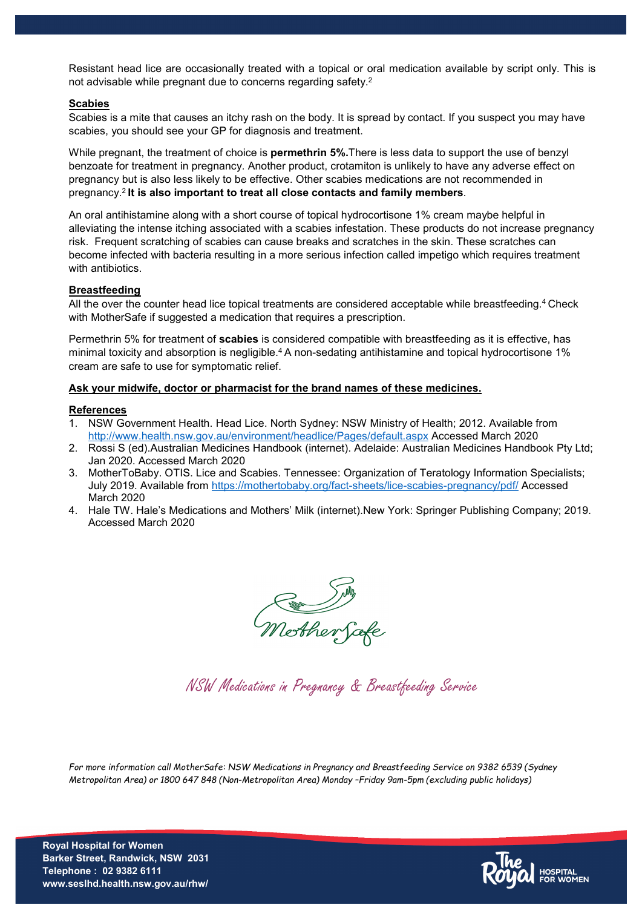Resistant head lice are occasionally treated with a topical or oral medication available by script only. This is not advisable while pregnant due to concerns regarding safety.[2]

## Scabies

Scabies is a mite that causes an itchy rash on the body. It is spread by contact. If you suspect you may have scabies, you should see your GP for diagnosis and treatment.

While pregnant, the treatment of choice is **permethrin 5%.**There is less data to support the use of benzyl benzoate for treatment in pregnancy. Another product, crotamiton is unlikely to have any adverse effect on pregnancy but is also less likely to be effective. Other scabies medications are not recommended in pregnancy.[2] **It is also important to treat all close contacts and family members**.

An oral antihistamine along with a short course of topical hydrocortisone 1% cream maybe helpful in alleviating the intense itching associated with a scabies infestation. These products do not increase pregnancy risk. Frequent scratching of scabies can cause breaks and scratches in the skin. These scratches can become infected with bacteria resulting in a more serious infection called impetigo which requires treatment with antibiotics.

## Breastfeeding

All the over the counter head lice topical treatments are considered acceptable while breastfeeding.[4] Check with MotherSafe if suggested a medication that requires a prescription.

Permethrin 5% for treatment of **scabies** is considered compatible with breastfeeding as it is effective, has minimal toxicity and absorption is negligible.[4] A non-sedating antihistamine and topical hydrocortisone 1% cream are safe to use for symptomatic relief.

**Ask your midwife, doctor or pharmacist for the brand names of these medicines.**

## References

1. NSW Government Health. Head Lice. North Sydney: NSW Ministry of Health; 2012. Available from http://www.health.nsw.gov.au/environment/headlice/Pages/default.aspx Accessed March 2020
2. Rossi S (ed).Australian Medicines Handbook (internet). Adelaide: Australian Medicines Handbook Pty Ltd; Jan 2020. Accessed March 2020
3. MotherToBaby. OTIS. Lice and Scabies. Tennessee: Organization of Teratology Information Specialists; July 2019. Available from https://mothertobaby.org/fact-sheets/lice-scabies-pregnancy/pdf/ Accessed March 2020
4. Hale TW. Hale's Medications and Mothers' Milk (internet).New York: Springer Publishing Company; 2019. Accessed March 2020

MotherSafe

NSW Medications in Pregnancy & Breastfeeding Service

*For more information call MotherSafe: NSW Medications in Pregnancy and Breastfeeding Service on 9382 6539 (Sydney Metropolitan Area) or 1800 647 848 (Non-Metropolitan Area) Monday –Friday 9am-5pm (excluding public holidays)*

**Royal Hospital for Women**
**Barker Street, Randwick, NSW 2031**
**Telephone : 02 9382 6111**
**www.seslhd.health.nsw.gov.au/rhw/**

The Royal HOSPITAL FOR WOMEN